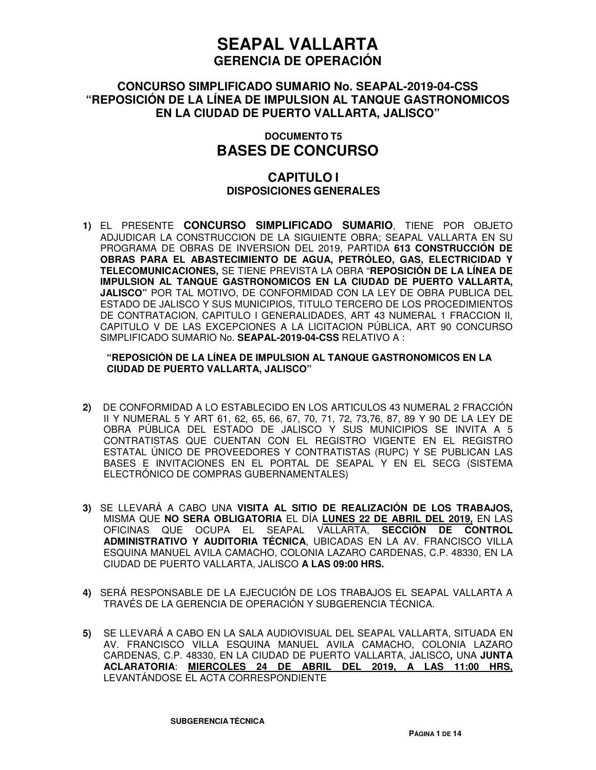# SEAPAL VALLARTA
## GERENCIA DE OPERACIÓN

### CONCURSO SIMPLIFICADO SUMARIO No. SEAPAL-2019-04-CSS "REPOSICIÓN DE LA LÍNEA DE IMPULSION AL TANQUE GASTRONOMICOS EN LA CIUDAD DE PUERTO VALLARTA, JALISCO"

#### DOCUMENTO T5
## BASES DE CONCURSO

## CAPITULO I
### DISPOSICIONES GENERALES

**1)** EL PRESENTE **CONCURSO SIMPLIFICADO SUMARIO**, TIENE POR OBJETO ADJUDICAR LA CONSTRUCCION DE LA SIGUIENTE OBRA; SEAPAL VALLARTA EN SU PROGRAMA DE OBRAS DE INVERSION DEL 2019, PARTIDA **613 CONSTRUCCIÓN DE OBRAS PARA EL ABASTECIMIENTO DE AGUA, PETRÓLEO, GAS, ELECTRICIDAD Y TELECOMUNICACIONES,** SE TIENE PREVISTA LA OBRA "**REPOSICIÓN DE LA LÍNEA DE IMPULSION AL TANQUE GASTRONOMICOS EN LA CIUDAD DE PUERTO VALLARTA, JALISCO"** POR TAL MOTIVO, DE CONFORMIDAD CON LA LEY DE OBRA PUBLICA DEL ESTADO DE JALISCO Y SUS MUNICIPIOS, TITULO TERCERO DE LOS PROCEDIMIENTOS DE CONTRATACION, CAPITULO I GENERALIDADES, ART 43 NUMERAL 1 FRACCION II, CAPITULO V DE LAS EXCEPCIONES A LA LICITACION PÚBLICA, ART 90 CONCURSO SIMPLIFICADO SUMARIO No. **SEAPAL-2019-04-CSS** RELATIVO A :

**"REPOSICIÓN DE LA LÍNEA DE IMPULSION AL TANQUE GASTRONOMICOS EN LA CIUDAD DE PUERTO VALLARTA, JALISCO"**

**2)** DE CONFORMIDAD A LO ESTABLECIDO EN LOS ARTICULOS 43 NUMERAL 2 FRACCIÓN II Y NUMERAL 5 Y ART 61, 62, 65, 66, 67, 70, 71, 72, 73,76, 87, 89 Y 90 DE LA LEY DE OBRA PÚBLICA DEL ESTADO DE JALISCO Y SUS MUNICIPIOS SE INVITA A 5 CONTRATISTAS QUE CUENTAN CON EL REGISTRO VIGENTE EN EL REGISTRO ESTATAL ÚNICO DE PROVEEDORES Y CONTRATISTAS (RUPC) Y SE PUBLICAN LAS BASES E INVITACIONES EN EL PORTAL DE SEAPAL Y EN EL SECG (SISTEMA ELECTRÓNICO DE COMPRAS GUBERNAMENTALES)

**3)** SE LLEVARÁ A CABO UNA **VISITA AL SITIO DE REALIZACIÓN DE LOS TRABAJOS,** MISMA QUE **NO SERA OBLIGATORIA** EL DÍA **LUNES 22 DE ABRIL DEL 2019,** EN LAS OFICINAS QUE OCUPA EL SEAPAL VALLARTA, **SECCIÓN DE CONTROL ADMINISTRATIVO Y AUDITORIA TÉCNICA**, UBICADAS EN LA AV. FRANCISCO VILLA ESQUINA MANUEL AVILA CAMACHO, COLONIA LAZARO CARDENAS, C.P. 48330, EN LA CIUDAD DE PUERTO VALLARTA, JALISCO **A LAS 09:00 HRS.**

**4)** SERÁ RESPONSABLE DE LA EJECUCIÓN DE LOS TRABAJOS EL SEAPAL VALLARTA A TRAVÉS DE LA GERENCIA DE OPERACIÓN Y SUBGERENCIA TÉCNICA.

**5)** SE LLEVARÁ A CABO EN LA SALA AUDIOVISUAL DEL SEAPAL VALLARTA, SITUADA EN AV. FRANCISCO VILLA ESQUINA MANUEL AVILA CAMACHO, COLONIA LAZARO CARDENAS, C.P. 48330, EN LA CIUDAD DE PUERTO VALLARTA, JALISCO**,** UNA **JUNTA ACLARATORIA**: **MIERCOLES 24 DE ABRIL DEL 2019, A LAS 11:00 HRS,** LEVANTÁNDOSE EL ACTA CORRESPONDIENTE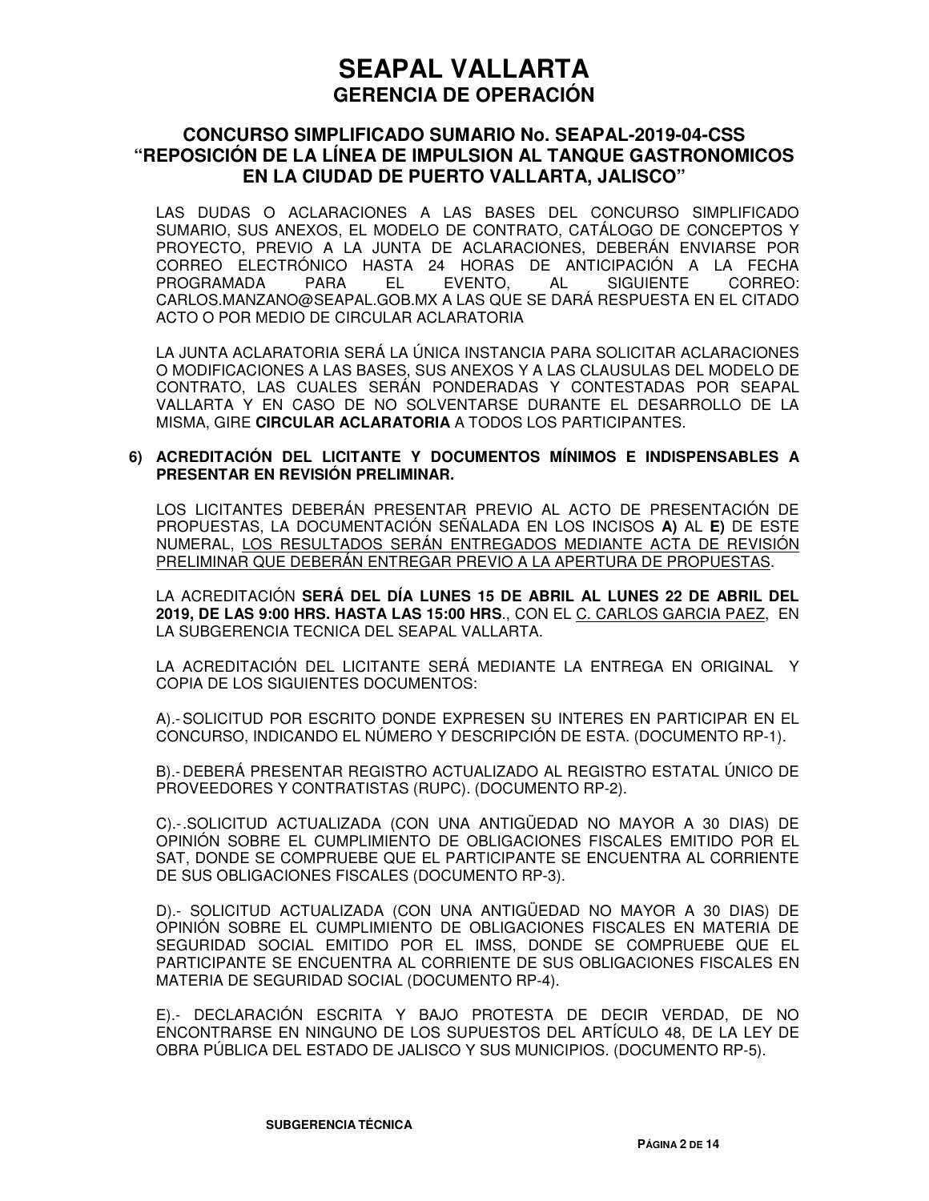# SEAPAL VALLARTA
## GERENCIA DE OPERACIÓN

### CONCURSO SIMPLIFICADO SUMARIO No. SEAPAL-2019-04-CSS "REPOSICIÓN DE LA LÍNEA DE IMPULSION AL TANQUE GASTRONOMICOS EN LA CIUDAD DE PUERTO VALLARTA, JALISCO"

LAS DUDAS O ACLARACIONES A LAS BASES DEL CONCURSO SIMPLIFICADO SUMARIO, SUS ANEXOS, EL MODELO DE CONTRATO, CATÁLOGO DE CONCEPTOS Y PROYECTO, PREVIO A LA JUNTA DE ACLARACIONES, DEBERÁN ENVIARSE POR CORREO ELECTRÓNICO HASTA 24 HORAS DE ANTICIPACIÓN A LA FECHA PROGRAMADA PARA EL EVENTO, AL SIGUIENTE CORREO: CARLOS.MANZANO@SEAPAL.GOB.MX A LAS QUE SE DARÁ RESPUESTA EN EL CITADO ACTO O POR MEDIO DE CIRCULAR ACLARATORIA

LA JUNTA ACLARATORIA SERÁ LA ÚNICA INSTANCIA PARA SOLICITAR ACLARACIONES O MODIFICACIONES A LAS BASES, SUS ANEXOS Y A LAS CLAUSULAS DEL MODELO DE CONTRATO, LAS CUALES SERÁN PONDERADAS Y CONTESTADAS POR SEAPAL VALLARTA Y EN CASO DE NO SOLVENTARSE DURANTE EL DESARROLLO DE LA MISMA, GIRE **CIRCULAR ACLARATORIA** A TODOS LOS PARTICIPANTES.

**6) ACREDITACIÓN DEL LICITANTE Y DOCUMENTOS MÍNIMOS E INDISPENSABLES A PRESENTAR EN REVISIÓN PRELIMINAR.**

LOS LICITANTES DEBERÁN PRESENTAR PREVIO AL ACTO DE PRESENTACIÓN DE PROPUESTAS, LA DOCUMENTACIÓN SEÑALADA EN LOS INCISOS **A)** AL **E)** DE ESTE NUMERAL, LOS RESULTADOS SERÁN ENTREGADOS MEDIANTE ACTA DE REVISIÓN PRELIMINAR QUE DEBERÁN ENTREGAR PREVIO A LA APERTURA DE PROPUESTAS.

LA ACREDITACIÓN **SERÁ DEL DÍA LUNES 15 DE ABRIL AL LUNES 22 DE ABRIL DEL 2019, DE LAS 9:00 HRS. HASTA LAS 15:00 HRS.**, CON EL C. CARLOS GARCIA PAEZ, EN LA SUBGERENCIA TECNICA DEL SEAPAL VALLARTA.

LA ACREDITACIÓN DEL LICITANTE SERÁ MEDIANTE LA ENTREGA EN ORIGINAL Y COPIA DE LOS SIGUIENTES DOCUMENTOS:

A).- SOLICITUD POR ESCRITO DONDE EXPRESEN SU INTERES EN PARTICIPAR EN EL CONCURSO, INDICANDO EL NÚMERO Y DESCRIPCIÓN DE ESTA. (DOCUMENTO RP-1).

B).- DEBERÁ PRESENTAR REGISTRO ACTUALIZADO AL REGISTRO ESTATAL ÚNICO DE PROVEEDORES Y CONTRATISTAS (RUPC). (DOCUMENTO RP-2).

C).-.SOLICITUD ACTUALIZADA (CON UNA ANTIGÜEDAD NO MAYOR A 30 DIAS) DE OPINIÓN SOBRE EL CUMPLIMIENTO DE OBLIGACIONES FISCALES EMITIDO POR EL SAT, DONDE SE COMPRUEBE QUE EL PARTICIPANTE SE ENCUENTRA AL CORRIENTE DE SUS OBLIGACIONES FISCALES (DOCUMENTO RP-3).

D).- SOLICITUD ACTUALIZADA (CON UNA ANTIGÜEDAD NO MAYOR A 30 DIAS) DE OPINIÓN SOBRE EL CUMPLIMIENTO DE OBLIGACIONES FISCALES EN MATERIA DE SEGURIDAD SOCIAL EMITIDO POR EL IMSS, DONDE SE COMPRUEBE QUE EL PARTICIPANTE SE ENCUENTRA AL CORRIENTE DE SUS OBLIGACIONES FISCALES EN MATERIA DE SEGURIDAD SOCIAL (DOCUMENTO RP-4).

E).- DECLARACIÓN ESCRITA Y BAJO PROTESTA DE DECIR VERDAD, DE NO ENCONTRARSE EN NINGUNO DE LOS SUPUESTOS DEL ARTÍCULO 48, DE LA LEY DE OBRA PÚBLICA DEL ESTADO DE JALISCO Y SUS MUNICIPIOS. (DOCUMENTO RP-5).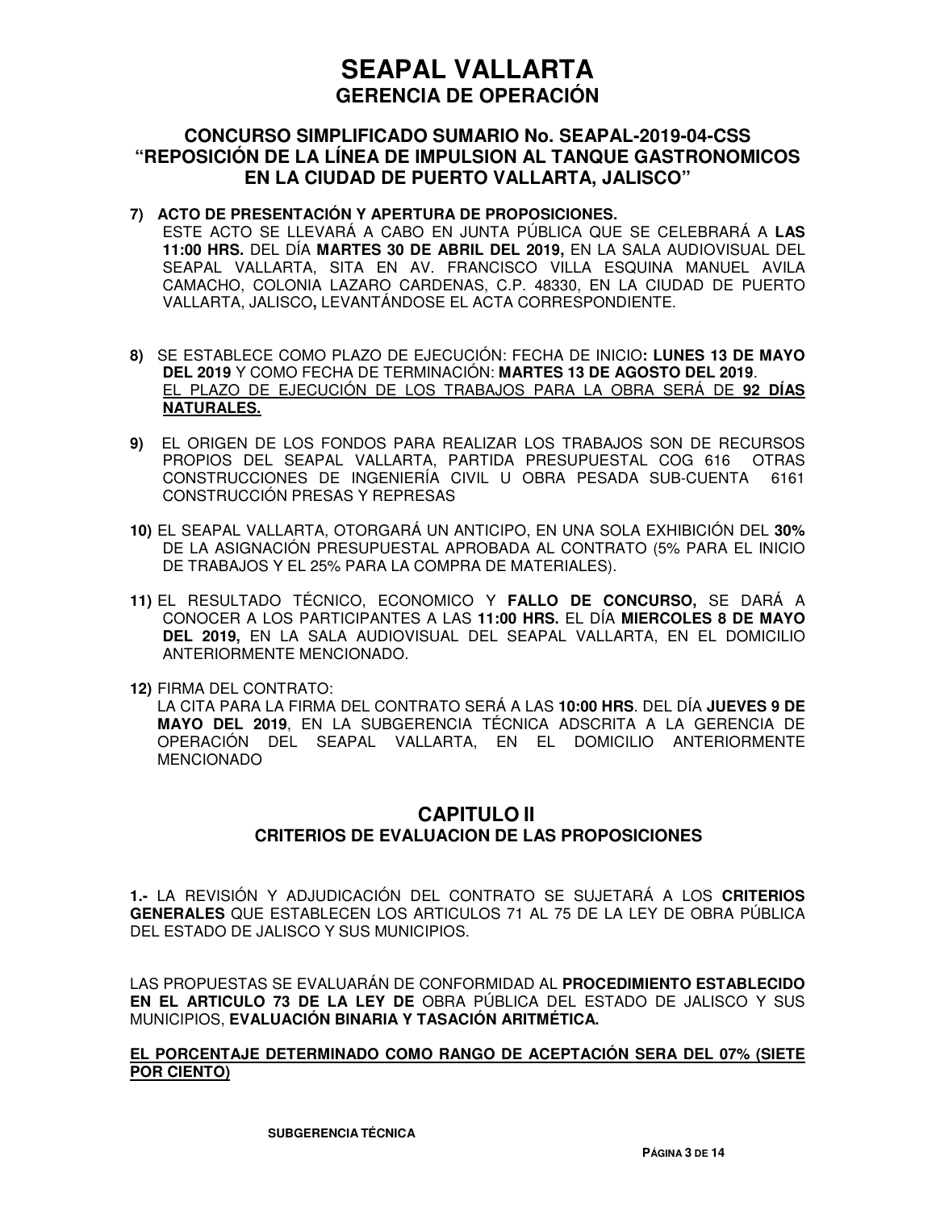7) **ACTO DE PRESENTACIÓN Y APERTURA DE PROPOSICIONES.**
ESTE ACTO SE LLEVARÁ A CABO EN JUNTA PÚBLICA QUE SE CELEBRARÁ A **LAS 11:00 HRS.** DEL DÍA **MARTES 30 DE ABRIL DEL 2019,** EN LA SALA AUDIOVISUAL DEL SEAPAL VALLARTA, SITA EN AV. FRANCISCO VILLA ESQUINA MANUEL AVILA CAMACHO, COLONIA LAZARO CARDENAS, C.P. 48330, EN LA CIUDAD DE PUERTO VALLARTA, JALISCO**,** LEVANTÁNDOSE EL ACTA CORRESPONDIENTE.

8) SE ESTABLECE COMO PLAZO DE EJECUCIÓN: FECHA DE INICIO**: LUNES 13 DE MAYO DEL 2019** Y COMO FECHA DE TERMINACIÓN: **MARTES 13 DE AGOSTO DEL 2019**.
<u>EL PLAZO DE EJECUCIÓN DE LOS TRABAJOS PARA LA OBRA SERÁ DE **92 DÍAS NATURALES.**</u>

9) EL ORIGEN DE LOS FONDOS PARA REALIZAR LOS TRABAJOS SON DE RECURSOS PROPIOS DEL SEAPAL VALLARTA, PARTIDA PRESUPUESTAL COG 616 OTRAS CONSTRUCCIONES DE INGENIERÍA CIVIL U OBRA PESADA SUB-CUENTA 6161 CONSTRUCCIÓN PRESAS Y REPRESAS

10) EL SEAPAL VALLARTA, OTORGARÁ UN ANTICIPO, EN UNA SOLA EXHIBICIÓN DEL **30%** DE LA ASIGNACIÓN PRESUPUESTAL APROBADA AL CONTRATO (5% PARA EL INICIO DE TRABAJOS Y EL 25% PARA LA COMPRA DE MATERIALES).

11) EL RESULTADO TÉCNICO, ECONOMICO Y **FALLO DE CONCURSO,** SE DARÁ A CONOCER A LOS PARTICIPANTES A LAS **11:00 HRS.** EL DÍA **MIERCOLES 8 DE MAYO DEL 2019,** EN LA SALA AUDIOVISUAL DEL SEAPAL VALLARTA, EN EL DOMICILIO ANTERIORMENTE MENCIONADO.

12) FIRMA DEL CONTRATO:
LA CITA PARA LA FIRMA DEL CONTRATO SERÁ A LAS **10:00 HRS**. DEL DÍA **JUEVES 9 DE MAYO DEL 2019**, EN LA SUBGERENCIA TÉCNICA ADSCRITA A LA GERENCIA DE OPERACIÓN DEL SEAPAL VALLARTA, EN EL DOMICILIO ANTERIORMENTE MENCIONADO

## CAPITULO II
### CRITERIOS DE EVALUACION DE LAS PROPOSICIONES

**1.-** LA REVISIÓN Y ADJUDICACIÓN DEL CONTRATO SE SUJETARÁ A LOS **CRITERIOS GENERALES** QUE ESTABLECEN LOS ARTICULOS 71 AL 75 DE LA LEY DE OBRA PÚBLICA DEL ESTADO DE JALISCO Y SUS MUNICIPIOS.

LAS PROPUESTAS SE EVALUARÁN DE CONFORMIDAD AL **PROCEDIMIENTO ESTABLECIDO EN EL ARTICULO 73 DE LA LEY DE** OBRA PÚBLICA DEL ESTADO DE JALISCO Y SUS MUNICIPIOS, **EVALUACIÓN BINARIA Y TASACIÓN ARITMÉTICA.**

<u>**EL PORCENTAJE DETERMINADO COMO RANGO DE ACEPTACIÓN SERA DEL 07% (SIETE POR CIENTO)**</u>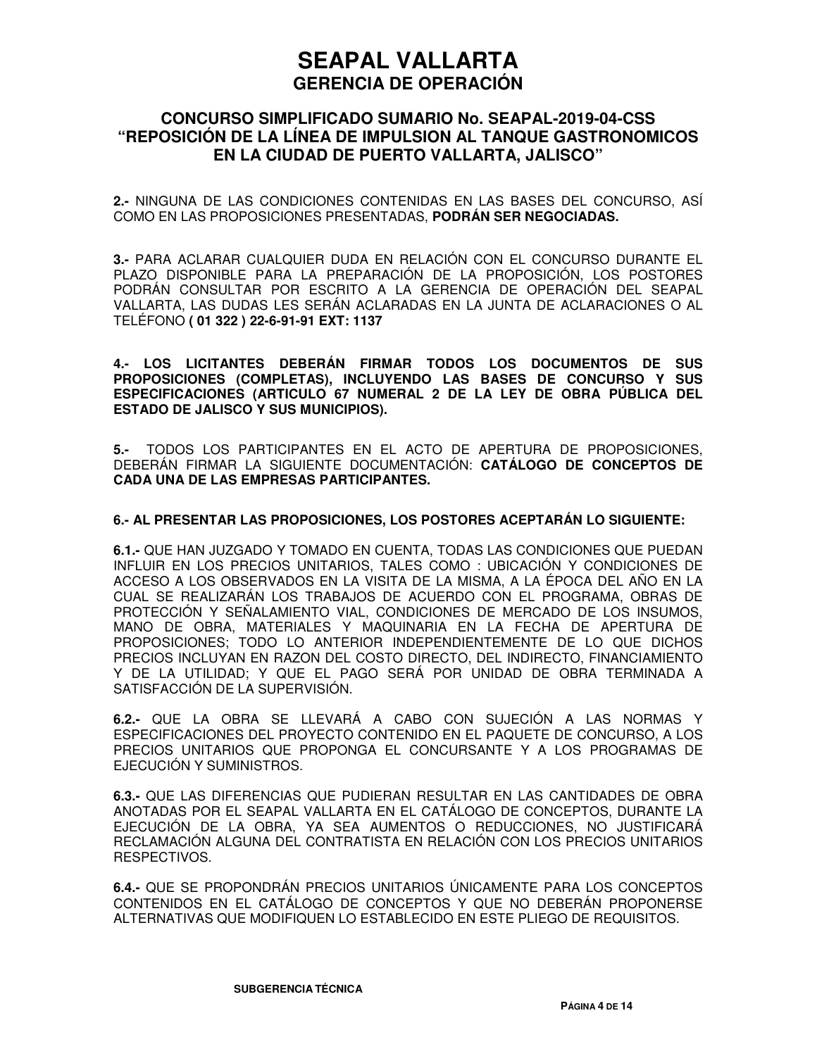**2.-** NINGUNA DE LAS CONDICIONES CONTENIDAS EN LAS BASES DEL CONCURSO, ASÍ COMO EN LAS PROPOSICIONES PRESENTADAS, **PODRÁN SER NEGOCIADAS.**

**3.-** PARA ACLARAR CUALQUIER DUDA EN RELACIÓN CON EL CONCURSO DURANTE EL PLAZO DISPONIBLE PARA LA PREPARACIÓN DE LA PROPOSICIÓN, LOS POSTORES PODRÁN CONSULTAR POR ESCRITO A LA GERENCIA DE OPERACIÓN DEL SEAPAL VALLARTA, LAS DUDAS LES SERÁN ACLARADAS EN LA JUNTA DE ACLARACIONES O AL TELÉFONO **( 01 322 ) 22-6-91-91 EXT: 1137**

**4.- LOS LICITANTES DEBERÁN FIRMAR TODOS LOS DOCUMENTOS DE SUS PROPOSICIONES (COMPLETAS), INCLUYENDO LAS BASES DE CONCURSO Y SUS ESPECIFICACIONES (ARTICULO 67 NUMERAL 2 DE LA LEY DE OBRA PÚBLICA DEL ESTADO DE JALISCO Y SUS MUNICIPIOS).**

**5.-** TODOS LOS PARTICIPANTES EN EL ACTO DE APERTURA DE PROPOSICIONES, DEBERÁN FIRMAR LA SIGUIENTE DOCUMENTACIÓN: **CATÁLOGO DE CONCEPTOS DE CADA UNA DE LAS EMPRESAS PARTICIPANTES.**

**6.- AL PRESENTAR LAS PROPOSICIONES, LOS POSTORES ACEPTARÁN LO SIGUIENTE:**

**6.1.-** QUE HAN JUZGADO Y TOMADO EN CUENTA, TODAS LAS CONDICIONES QUE PUEDAN INFLUIR EN LOS PRECIOS UNITARIOS, TALES COMO : UBICACIÓN Y CONDICIONES DE ACCESO A LOS OBSERVADOS EN LA VISITA DE LA MISMA, A LA ÉPOCA DEL AÑO EN LA CUAL SE REALIZARÁN LOS TRABAJOS DE ACUERDO CON EL PROGRAMA, OBRAS DE PROTECCIÓN Y SEÑALAMIENTO VIAL, CONDICIONES DE MERCADO DE LOS INSUMOS, MANO DE OBRA, MATERIALES Y MAQUINARIA EN LA FECHA DE APERTURA DE PROPOSICIONES; TODO LO ANTERIOR INDEPENDIENTEMENTE DE LO QUE DICHOS PRECIOS INCLUYAN EN RAZON DEL COSTO DIRECTO, DEL INDIRECTO, FINANCIAMIENTO Y DE LA UTILIDAD; Y QUE EL PAGO SERÁ POR UNIDAD DE OBRA TERMINADA A SATISFACCIÓN DE LA SUPERVISIÓN.

**6.2.-** QUE LA OBRA SE LLEVARÁ A CABO CON SUJECIÓN A LAS NORMAS Y ESPECIFICACIONES DEL PROYECTO CONTENIDO EN EL PAQUETE DE CONCURSO, A LOS PRECIOS UNITARIOS QUE PROPONGA EL CONCURSANTE Y A LOS PROGRAMAS DE EJECUCIÓN Y SUMINISTROS.

**6.3.-** QUE LAS DIFERENCIAS QUE PUDIERAN RESULTAR EN LAS CANTIDADES DE OBRA ANOTADAS POR EL SEAPAL VALLARTA EN EL CATÁLOGO DE CONCEPTOS, DURANTE LA EJECUCIÓN DE LA OBRA, YA SEA AUMENTOS O REDUCCIONES, NO JUSTIFICARÁ RECLAMACIÓN ALGUNA DEL CONTRATISTA EN RELACIÓN CON LOS PRECIOS UNITARIOS RESPECTIVOS.

**6.4.-** QUE SE PROPONDRÁN PRECIOS UNITARIOS ÚNICAMENTE PARA LOS CONCEPTOS CONTENIDOS EN EL CATÁLOGO DE CONCEPTOS Y QUE NO DEBERÁN PROPONERSE ALTERNATIVAS QUE MODIFIQUEN LO ESTABLECIDO EN ESTE PLIEGO DE REQUISITOS.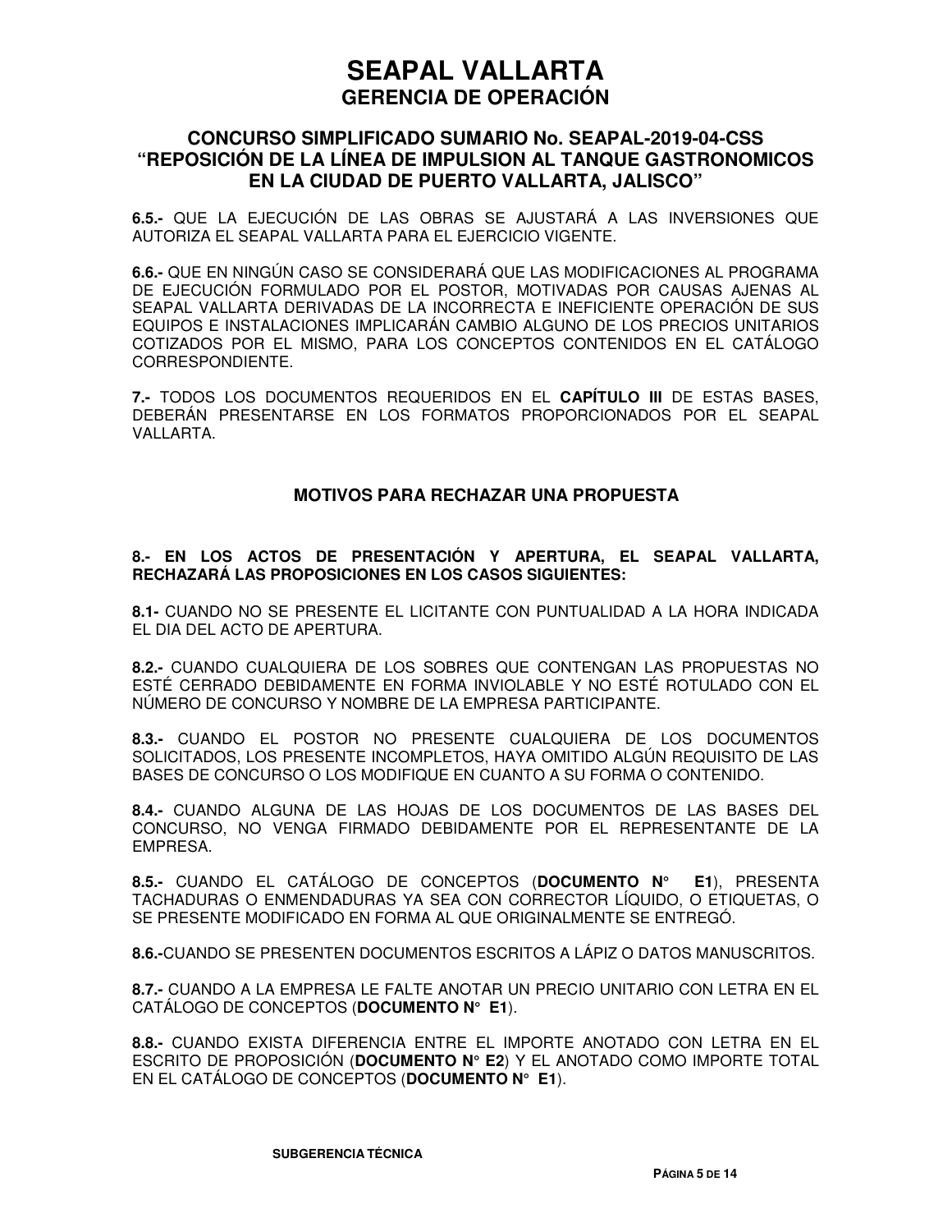**6.5.-** QUE LA EJECUCIÓN DE LAS OBRAS SE AJUSTARÁ A LAS INVERSIONES QUE AUTORIZA EL SEAPAL VALLARTA PARA EL EJERCICIO VIGENTE.

**6.6.-** QUE EN NINGÚN CASO SE CONSIDERARÁ QUE LAS MODIFICACIONES AL PROGRAMA DE EJECUCIÓN FORMULADO POR EL POSTOR, MOTIVADAS POR CAUSAS AJENAS AL SEAPAL VALLARTA DERIVADAS DE LA INCORRECTA E INEFICIENTE OPERACIÓN DE SUS EQUIPOS E INSTALACIONES IMPLICARÁN CAMBIO ALGUNO DE LOS PRECIOS UNITARIOS COTIZADOS POR EL MISMO, PARA LOS CONCEPTOS CONTENIDOS EN EL CATÁLOGO CORRESPONDIENTE.

**7.-** TODOS LOS DOCUMENTOS REQUERIDOS EN EL **CAPÍTULO III** DE ESTAS BASES, DEBERÁN PRESENTARSE EN LOS FORMATOS PROPORCIONADOS POR EL SEAPAL VALLARTA.

## MOTIVOS PARA RECHAZAR UNA PROPUESTA

**8.- EN LOS ACTOS DE PRESENTACIÓN Y APERTURA, EL SEAPAL VALLARTA, RECHAZARÁ LAS PROPOSICIONES EN LOS CASOS SIGUIENTES:**

**8.1-** CUANDO NO SE PRESENTE EL LICITANTE CON PUNTUALIDAD A LA HORA INDICADA EL DIA DEL ACTO DE APERTURA.

**8.2.-** CUANDO CUALQUIERA DE LOS SOBRES QUE CONTENGAN LAS PROPUESTAS NO ESTÉ CERRADO DEBIDAMENTE EN FORMA INVIOLABLE Y NO ESTÉ ROTULADO CON EL NÚMERO DE CONCURSO Y NOMBRE DE LA EMPRESA PARTICIPANTE.

**8.3.-** CUANDO EL POSTOR NO PRESENTE CUALQUIERA DE LOS DOCUMENTOS SOLICITADOS, LOS PRESENTE INCOMPLETOS, HAYA OMITIDO ALGÚN REQUISITO DE LAS BASES DE CONCURSO O LOS MODIFIQUE EN CUANTO A SU FORMA O CONTENIDO.

**8.4.-** CUANDO ALGUNA DE LAS HOJAS DE LOS DOCUMENTOS DE LAS BASES DEL CONCURSO, NO VENGA FIRMADO DEBIDAMENTE POR EL REPRESENTANTE DE LA EMPRESA.

**8.5.-** CUANDO EL CATÁLOGO DE CONCEPTOS (**DOCUMENTO N° E1**), PRESENTA TACHADURAS O ENMENDADURAS YA SEA CON CORRECTOR LÍQUIDO, O ETIQUETAS, O SE PRESENTE MODIFICADO EN FORMA AL QUE ORIGINALMENTE SE ENTREGÓ.

**8.6.-**CUANDO SE PRESENTEN DOCUMENTOS ESCRITOS A LÁPIZ O DATOS MANUSCRITOS.

**8.7.-** CUANDO A LA EMPRESA LE FALTE ANOTAR UN PRECIO UNITARIO CON LETRA EN EL CATÁLOGO DE CONCEPTOS (**DOCUMENTO N° E1**).

**8.8.-** CUANDO EXISTA DIFERENCIA ENTRE EL IMPORTE ANOTADO CON LETRA EN EL ESCRITO DE PROPOSICIÓN (**DOCUMENTO N° E2**) Y EL ANOTADO COMO IMPORTE TOTAL EN EL CATÁLOGO DE CONCEPTOS (**DOCUMENTO N° E1**).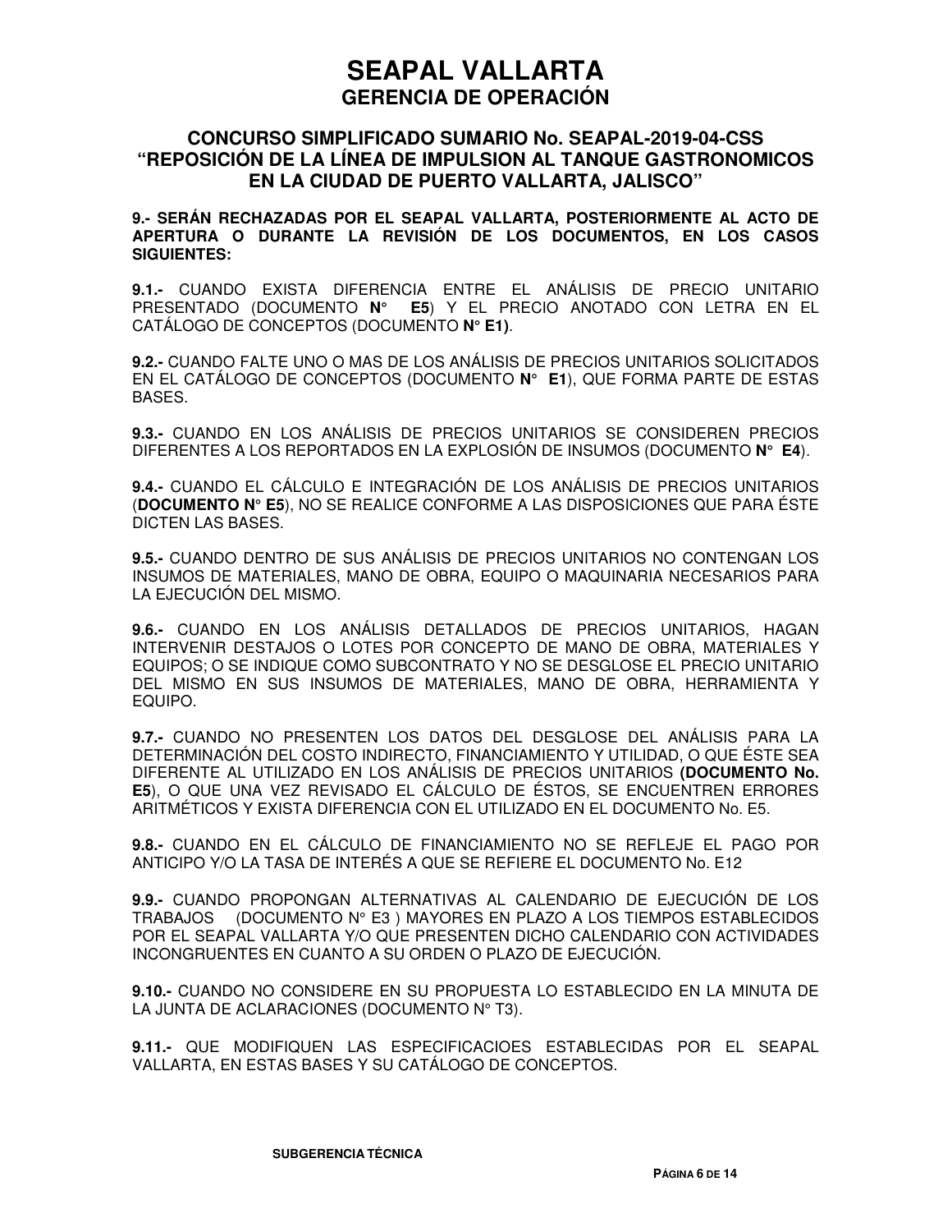# SEAPAL VALLARTA
## GERENCIA DE OPERACIÓN

### CONCURSO SIMPLIFICADO SUMARIO No. SEAPAL-2019-04-CSS "REPOSICIÓN DE LA LÍNEA DE IMPULSION AL TANQUE GASTRONOMICOS EN LA CIUDAD DE PUERTO VALLARTA, JALISCO"

**9.- SERÁN RECHAZADAS POR EL SEAPAL VALLARTA, POSTERIORMENTE AL ACTO DE APERTURA O DURANTE LA REVISIÓN DE LOS DOCUMENTOS, EN LOS CASOS SIGUIENTES:**

**9.1.-** CUANDO EXISTA DIFERENCIA ENTRE EL ANÁLISIS DE PRECIO UNITARIO PRESENTADO (DOCUMENTO **N° E5**) Y EL PRECIO ANOTADO CON LETRA EN EL CATÁLOGO DE CONCEPTOS (DOCUMENTO **N° E1)**.

**9.2.-** CUANDO FALTE UNO O MAS DE LOS ANÁLISIS DE PRECIOS UNITARIOS SOLICITADOS EN EL CATÁLOGO DE CONCEPTOS (DOCUMENTO **N° E1**), QUE FORMA PARTE DE ESTAS BASES.

**9.3.-** CUANDO EN LOS ANÁLISIS DE PRECIOS UNITARIOS SE CONSIDEREN PRECIOS DIFERENTES A LOS REPORTADOS EN LA EXPLOSIÓN DE INSUMOS (DOCUMENTO **N° E4**).

**9.4.-** CUANDO EL CÁLCULO E INTEGRACIÓN DE LOS ANÁLISIS DE PRECIOS UNITARIOS (**DOCUMENTO N° E5**), NO SE REALICE CONFORME A LAS DISPOSICIONES QUE PARA ÉSTE DICTEN LAS BASES.

**9.5.-** CUANDO DENTRO DE SUS ANÁLISIS DE PRECIOS UNITARIOS NO CONTENGAN LOS INSUMOS DE MATERIALES, MANO DE OBRA, EQUIPO O MAQUINARIA NECESARIOS PARA LA EJECUCIÓN DEL MISMO.

**9.6.-** CUANDO EN LOS ANÁLISIS DETALLADOS DE PRECIOS UNITARIOS, HAGAN INTERVENIR DESTAJOS O LOTES POR CONCEPTO DE MANO DE OBRA, MATERIALES Y EQUIPOS; O SE INDIQUE COMO SUBCONTRATO Y NO SE DESGLOSE EL PRECIO UNITARIO DEL MISMO EN SUS INSUMOS DE MATERIALES, MANO DE OBRA, HERRAMIENTA Y EQUIPO.

**9.7.-** CUANDO NO PRESENTEN LOS DATOS DEL DESGLOSE DEL ANÁLISIS PARA LA DETERMINACIÓN DEL COSTO INDIRECTO, FINANCIAMIENTO Y UTILIDAD, O QUE ÉSTE SEA DIFERENTE AL UTILIZADO EN LOS ANÁLISIS DE PRECIOS UNITARIOS **(DOCUMENTO No. E5**), O QUE UNA VEZ REVISADO EL CÁLCULO DE ÉSTOS, SE ENCUENTREN ERRORES ARITMÉTICOS Y EXISTA DIFERENCIA CON EL UTILIZADO EN EL DOCUMENTO No. E5.

**9.8.-** CUANDO EN EL CÁLCULO DE FINANCIAMIENTO NO SE REFLEJE EL PAGO POR ANTICIPO Y/O LA TASA DE INTERÉS A QUE SE REFIERE EL DOCUMENTO No. E12

**9.9.-** CUANDO PROPONGAN ALTERNATIVAS AL CALENDARIO DE EJECUCIÓN DE LOS TRABAJOS (DOCUMENTO N° E3 ) MAYORES EN PLAZO A LOS TIEMPOS ESTABLECIDOS POR EL SEAPAL VALLARTA Y/O QUE PRESENTEN DICHO CALENDARIO CON ACTIVIDADES INCONGRUENTES EN CUANTO A SU ORDEN O PLAZO DE EJECUCIÓN.

**9.10.-** CUANDO NO CONSIDERE EN SU PROPUESTA LO ESTABLECIDO EN LA MINUTA DE LA JUNTA DE ACLARACIONES (DOCUMENTO N° T3).

**9.11.-** QUE MODIFIQUEN LAS ESPECIFICACIOES ESTABLECIDAS POR EL SEAPAL VALLARTA, EN ESTAS BASES Y SU CATÁLOGO DE CONCEPTOS.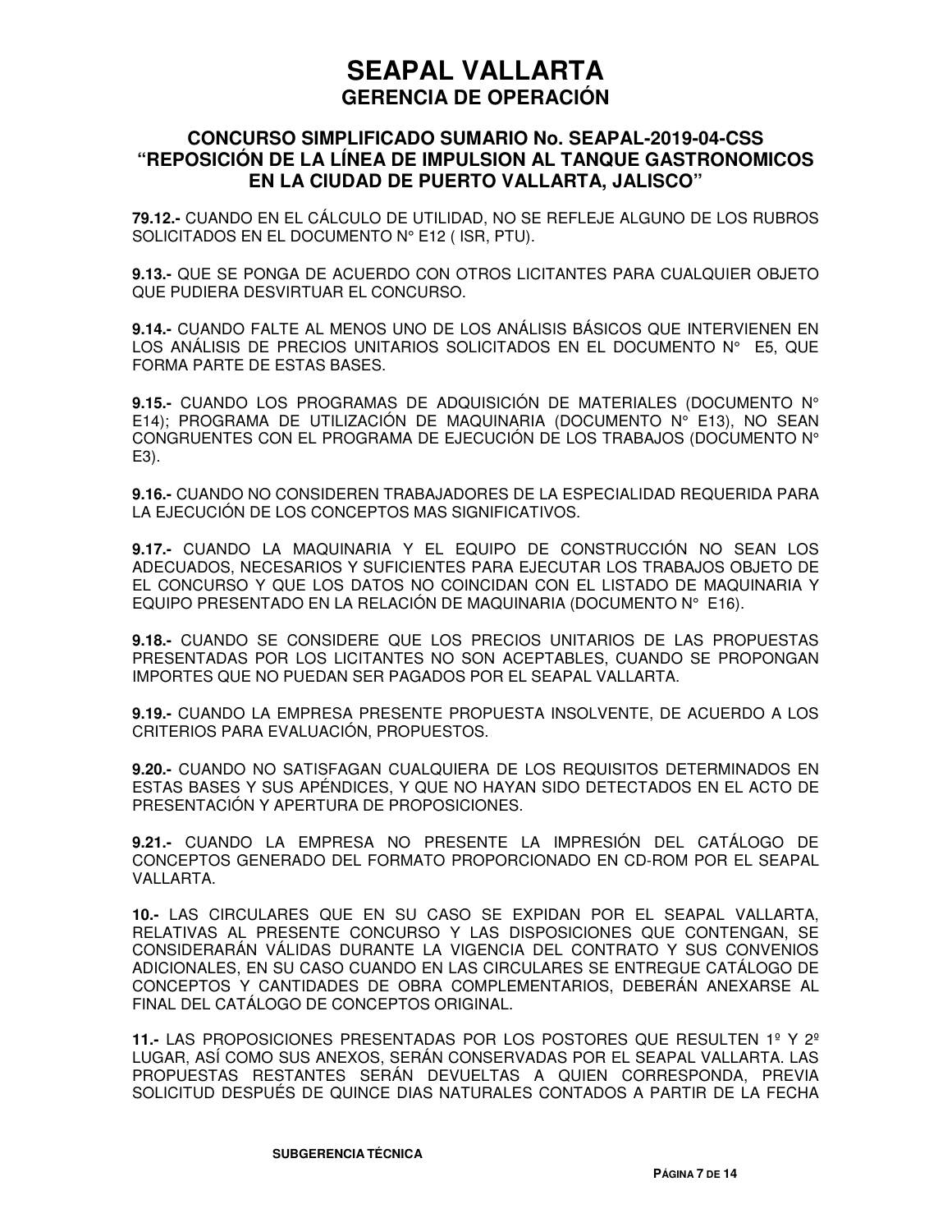# SEAPAL VALLARTA
## GERENCIA DE OPERACIÓN

### CONCURSO SIMPLIFICADO SUMARIO No. SEAPAL-2019-04-CSS "REPOSICIÓN DE LA LÍNEA DE IMPULSION AL TANQUE GASTRONOMICOS EN LA CIUDAD DE PUERTO VALLARTA, JALISCO"

**79.12.-** CUANDO EN EL CÁLCULO DE UTILIDAD, NO SE REFLEJE ALGUNO DE LOS RUBROS SOLICITADOS EN EL DOCUMENTO N° E12 ( ISR, PTU).

**9.13.-** QUE SE PONGA DE ACUERDO CON OTROS LICITANTES PARA CUALQUIER OBJETO QUE PUDIERA DESVIRTUAR EL CONCURSO.

**9.14.-** CUANDO FALTE AL MENOS UNO DE LOS ANÁLISIS BÁSICOS QUE INTERVIENEN EN LOS ANÁLISIS DE PRECIOS UNITARIOS SOLICITADOS EN EL DOCUMENTO N° E5, QUE FORMA PARTE DE ESTAS BASES.

**9.15.-** CUANDO LOS PROGRAMAS DE ADQUISICIÓN DE MATERIALES (DOCUMENTO N° E14); PROGRAMA DE UTILIZACIÓN DE MAQUINARIA (DOCUMENTO N° E13), NO SEAN CONGRUENTES CON EL PROGRAMA DE EJECUCIÓN DE LOS TRABAJOS (DOCUMENTO N° E3).

**9.16.-** CUANDO NO CONSIDEREN TRABAJADORES DE LA ESPECIALIDAD REQUERIDA PARA LA EJECUCIÓN DE LOS CONCEPTOS MAS SIGNIFICATIVOS.

**9.17.-** CUANDO LA MAQUINARIA Y EL EQUIPO DE CONSTRUCCIÓN NO SEAN LOS ADECUADOS, NECESARIOS Y SUFICIENTES PARA EJECUTAR LOS TRABAJOS OBJETO DE EL CONCURSO Y QUE LOS DATOS NO COINCIDAN CON EL LISTADO DE MAQUINARIA Y EQUIPO PRESENTADO EN LA RELACIÓN DE MAQUINARIA (DOCUMENTO N° E16).

**9.18.-** CUANDO SE CONSIDERE QUE LOS PRECIOS UNITARIOS DE LAS PROPUESTAS PRESENTADAS POR LOS LICITANTES NO SON ACEPTABLES, CUANDO SE PROPONGAN IMPORTES QUE NO PUEDAN SER PAGADOS POR EL SEAPAL VALLARTA.

**9.19.-** CUANDO LA EMPRESA PRESENTE PROPUESTA INSOLVENTE, DE ACUERDO A LOS CRITERIOS PARA EVALUACIÓN, PROPUESTOS.

**9.20.-** CUANDO NO SATISFAGAN CUALQUIERA DE LOS REQUISITOS DETERMINADOS EN ESTAS BASES Y SUS APÉNDICES, Y QUE NO HAYAN SIDO DETECTADOS EN EL ACTO DE PRESENTACIÓN Y APERTURA DE PROPOSICIONES.

**9.21.-** CUANDO LA EMPRESA NO PRESENTE LA IMPRESIÓN DEL CATÁLOGO DE CONCEPTOS GENERADO DEL FORMATO PROPORCIONADO EN CD-ROM POR EL SEAPAL VALLARTA.

**10.-** LAS CIRCULARES QUE EN SU CASO SE EXPIDAN POR EL SEAPAL VALLARTA, RELATIVAS AL PRESENTE CONCURSO Y LAS DISPOSICIONES QUE CONTENGAN, SE CONSIDERARÁN VÁLIDAS DURANTE LA VIGENCIA DEL CONTRATO Y SUS CONVENIOS ADICIONALES, EN SU CASO CUANDO EN LAS CIRCULARES SE ENTREGUE CATÁLOGO DE CONCEPTOS Y CANTIDADES DE OBRA COMPLEMENTARIOS, DEBERÁN ANEXARSE AL FINAL DEL CATÁLOGO DE CONCEPTOS ORIGINAL.

**11.-** LAS PROPOSICIONES PRESENTADAS POR LOS POSTORES QUE RESULTEN 1º Y 2º LUGAR, ASÍ COMO SUS ANEXOS, SERÁN CONSERVADAS POR EL SEAPAL VALLARTA. LAS PROPUESTAS RESTANTES SERÁN DEVUELTAS A QUIEN CORRESPONDA, PREVIA SOLICITUD DESPUÉS DE QUINCE DIAS NATURALES CONTADOS A PARTIR DE LA FECHA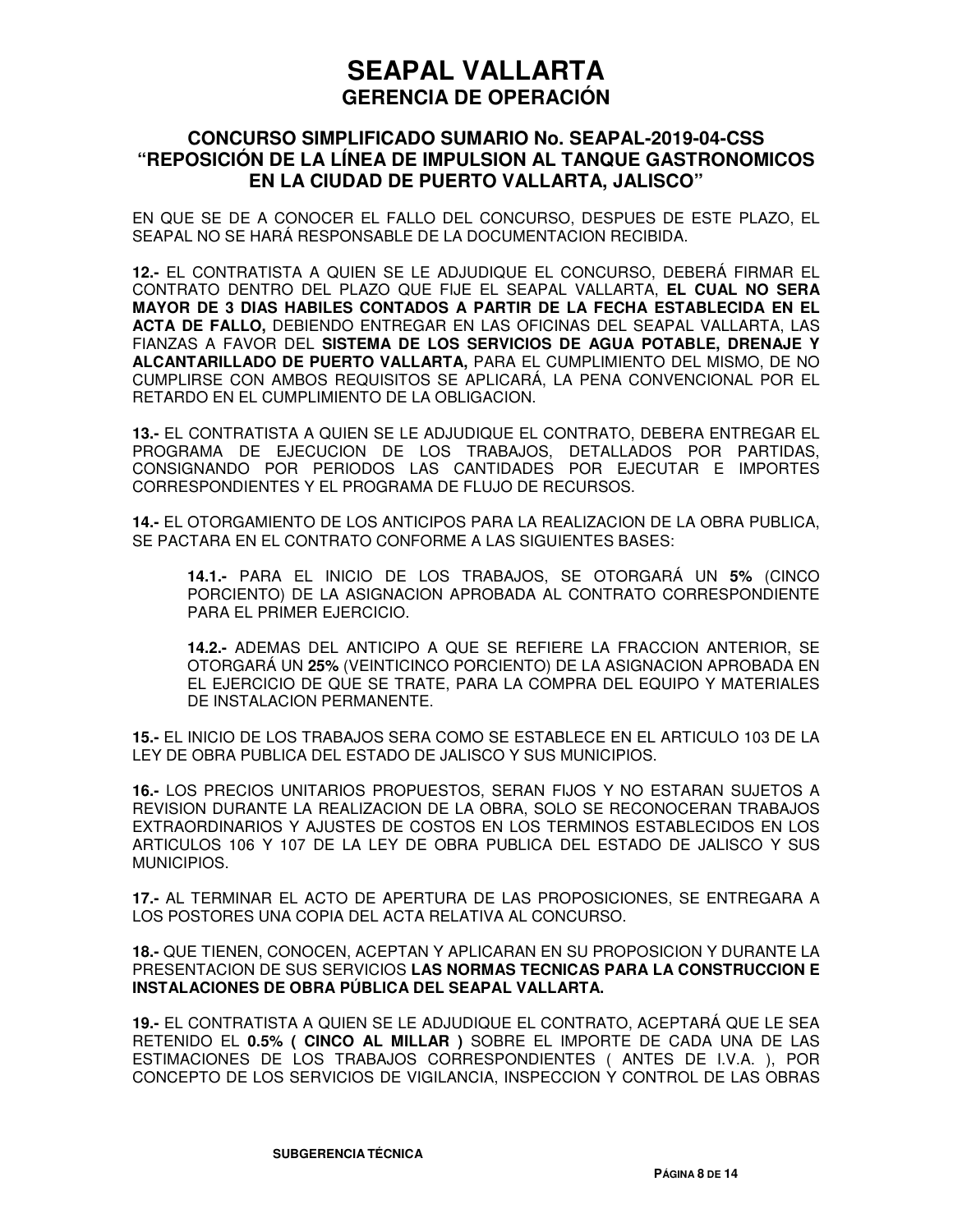EN QUE SE DE A CONOCER EL FALLO DEL CONCURSO, DESPUES DE ESTE PLAZO, EL SEAPAL NO SE HARÁ RESPONSABLE DE LA DOCUMENTACION RECIBIDA.

**12.-** EL CONTRATISTA A QUIEN SE LE ADJUDIQUE EL CONCURSO, DEBERÁ FIRMAR EL CONTRATO DENTRO DEL PLAZO QUE FIJE EL SEAPAL VALLARTA, **EL CUAL NO SERA MAYOR DE 3 DIAS HABILES CONTADOS A PARTIR DE LA FECHA ESTABLECIDA EN EL ACTA DE FALLO,** DEBIENDO ENTREGAR EN LAS OFICINAS DEL SEAPAL VALLARTA, LAS FIANZAS A FAVOR DEL **SISTEMA DE LOS SERVICIOS DE AGUA POTABLE, DRENAJE Y ALCANTARILLADO DE PUERTO VALLARTA,** PARA EL CUMPLIMIENTO DEL MISMO, DE NO CUMPLIRSE CON AMBOS REQUISITOS SE APLICARÁ, LA PENA CONVENCIONAL POR EL RETARDO EN EL CUMPLIMIENTO DE LA OBLIGACION.

**13.-** EL CONTRATISTA A QUIEN SE LE ADJUDIQUE EL CONTRATO, DEBERA ENTREGAR EL PROGRAMA DE EJECUCION DE LOS TRABAJOS, DETALLADOS POR PARTIDAS, CONSIGNANDO POR PERIODOS LAS CANTIDADES POR EJECUTAR E IMPORTES CORRESPONDIENTES Y EL PROGRAMA DE FLUJO DE RECURSOS.

**14.-** EL OTORGAMIENTO DE LOS ANTICIPOS PARA LA REALIZACION DE LA OBRA PUBLICA, SE PACTARA EN EL CONTRATO CONFORME A LAS SIGUIENTES BASES:

> **14.1.-** PARA EL INICIO DE LOS TRABAJOS, SE OTORGARÁ UN **5%** (CINCO PORCIENTO) DE LA ASIGNACION APROBADA AL CONTRATO CORRESPONDIENTE PARA EL PRIMER EJERCICIO.
>
> **14.2.-** ADEMAS DEL ANTICIPO A QUE SE REFIERE LA FRACCION ANTERIOR, SE OTORGARÁ UN **25%** (VEINTICINCO PORCIENTO) DE LA ASIGNACION APROBADA EN EL EJERCICIO DE QUE SE TRATE, PARA LA COMPRA DEL EQUIPO Y MATERIALES DE INSTALACION PERMANENTE.

**15.-** EL INICIO DE LOS TRABAJOS SERA COMO SE ESTABLECE EN EL ARTICULO 103 DE LA LEY DE OBRA PUBLICA DEL ESTADO DE JALISCO Y SUS MUNICIPIOS.

**16.-** LOS PRECIOS UNITARIOS PROPUESTOS, SERAN FIJOS Y NO ESTARAN SUJETOS A REVISION DURANTE LA REALIZACION DE LA OBRA, SOLO SE RECONOCERAN TRABAJOS EXTRAORDINARIOS Y AJUSTES DE COSTOS EN LOS TERMINOS ESTABLECIDOS EN LOS ARTICULOS 106 Y 107 DE LA LEY DE OBRA PUBLICA DEL ESTADO DE JALISCO Y SUS MUNICIPIOS.

**17.-** AL TERMINAR EL ACTO DE APERTURA DE LAS PROPOSICIONES, SE ENTREGARA A LOS POSTORES UNA COPIA DEL ACTA RELATIVA AL CONCURSO.

**18.-** QUE TIENEN, CONOCEN, ACEPTAN Y APLICARAN EN SU PROPOSICION Y DURANTE LA PRESENTACION DE SUS SERVICIOS **LAS NORMAS TECNICAS PARA LA CONSTRUCCION E INSTALACIONES DE OBRA PÚBLICA DEL SEAPAL VALLARTA.**

**19.-** EL CONTRATISTA A QUIEN SE LE ADJUDIQUE EL CONTRATO, ACEPTARÁ QUE LE SEA RETENIDO EL **0.5% ( CINCO AL MILLAR )** SOBRE EL IMPORTE DE CADA UNA DE LAS ESTIMACIONES DE LOS TRABAJOS CORRESPONDIENTES ( ANTES DE I.V.A. ), POR CONCEPTO DE LOS SERVICIOS DE VIGILANCIA, INSPECCION Y CONTROL DE LAS OBRAS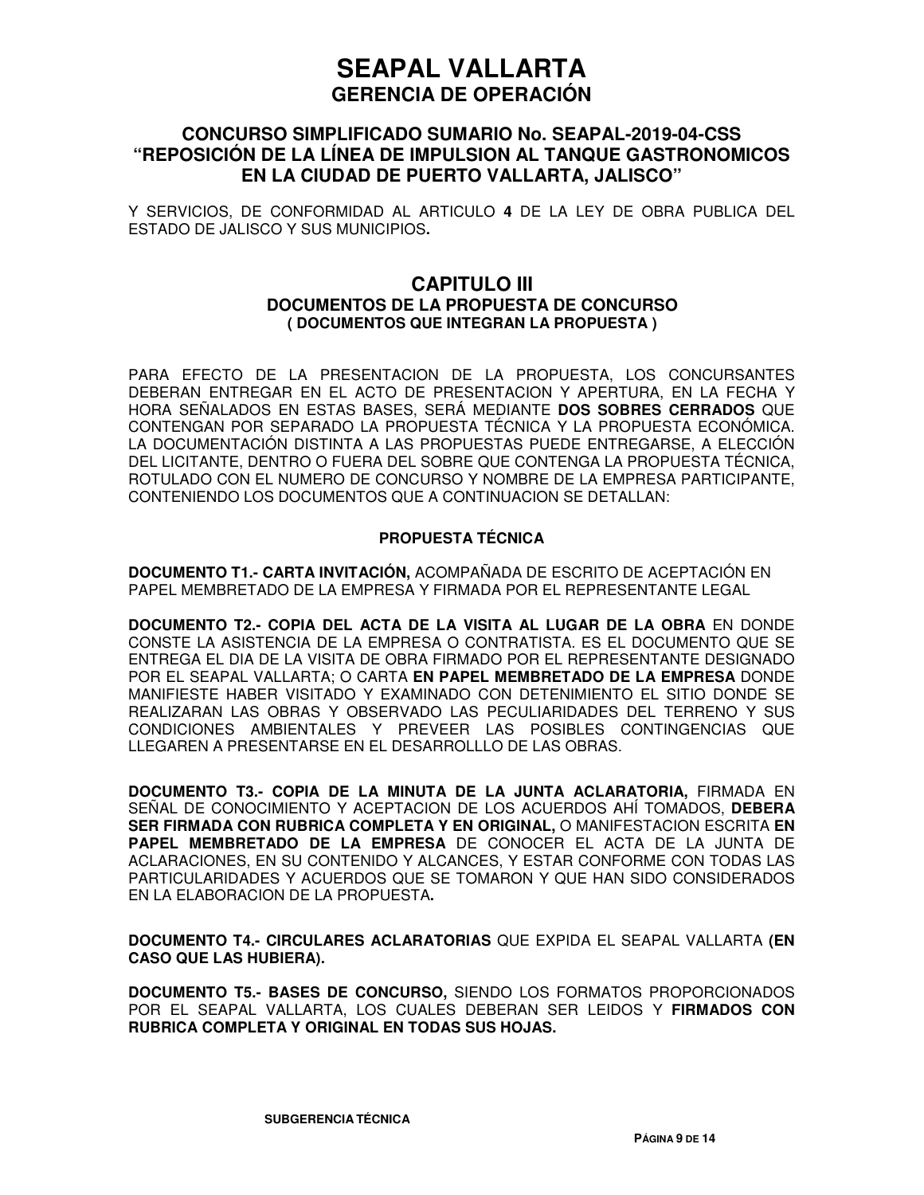# SEAPAL VALLARTA
## GERENCIA DE OPERACIÓN

### CONCURSO SIMPLIFICADO SUMARIO No. SEAPAL-2019-04-CSS "REPOSICIÓN DE LA LÍNEA DE IMPULSION AL TANQUE GASTRONOMICOS EN LA CIUDAD DE PUERTO VALLARTA, JALISCO"

Y SERVICIOS, DE CONFORMIDAD AL ARTICULO **4** DE LA LEY DE OBRA PUBLICA DEL ESTADO DE JALISCO Y SUS MUNICIPIOS**.**

## CAPITULO III
### DOCUMENTOS DE LA PROPUESTA DE CONCURSO
#### ( DOCUMENTOS QUE INTEGRAN LA PROPUESTA )

PARA EFECTO DE LA PRESENTACION DE LA PROPUESTA, LOS CONCURSANTES DEBERAN ENTREGAR EN EL ACTO DE PRESENTACION Y APERTURA, EN LA FECHA Y HORA SEÑALADOS EN ESTAS BASES, SERÁ MEDIANTE **DOS SOBRES CERRADOS** QUE CONTENGAN POR SEPARADO LA PROPUESTA TÉCNICA Y LA PROPUESTA ECONÓMICA. LA DOCUMENTACIÓN DISTINTA A LAS PROPUESTAS PUEDE ENTREGARSE, A ELECCIÓN DEL LICITANTE, DENTRO O FUERA DEL SOBRE QUE CONTENGA LA PROPUESTA TÉCNICA, ROTULADO CON EL NUMERO DE CONCURSO Y NOMBRE DE LA EMPRESA PARTICIPANTE, CONTENIENDO LOS DOCUMENTOS QUE A CONTINUACION SE DETALLAN:

**PROPUESTA TÉCNICA**

**DOCUMENTO T1.- CARTA INVITACIÓN,** ACOMPAÑADA DE ESCRITO DE ACEPTACIÓN EN PAPEL MEMBRETADO DE LA EMPRESA Y FIRMADA POR EL REPRESENTANTE LEGAL

**DOCUMENTO T2.- COPIA DEL ACTA DE LA VISITA AL LUGAR DE LA OBRA** EN DONDE CONSTE LA ASISTENCIA DE LA EMPRESA O CONTRATISTA. ES EL DOCUMENTO QUE SE ENTREGA EL DIA DE LA VISITA DE OBRA FIRMADO POR EL REPRESENTANTE DESIGNADO POR EL SEAPAL VALLARTA; O CARTA **EN PAPEL MEMBRETADO DE LA EMPRESA** DONDE MANIFIESTE HABER VISITADO Y EXAMINADO CON DETENIMIENTO EL SITIO DONDE SE REALIZARAN LAS OBRAS Y OBSERVADO LAS PECULIARIDADES DEL TERRENO Y SUS CONDICIONES AMBIENTALES Y PREVEER LAS POSIBLES CONTINGENCIAS QUE LLEGAREN A PRESENTARSE EN EL DESARROLLLO DE LAS OBRAS.

**DOCUMENTO T3.- COPIA DE LA MINUTA DE LA JUNTA ACLARATORIA,** FIRMADA EN SEÑAL DE CONOCIMIENTO Y ACEPTACION DE LOS ACUERDOS AHÍ TOMADOS, **DEBERA SER FIRMADA CON RUBRICA COMPLETA Y EN ORIGINAL,** O MANIFESTACION ESCRITA **EN PAPEL MEMBRETADO DE LA EMPRESA** DE CONOCER EL ACTA DE LA JUNTA DE ACLARACIONES, EN SU CONTENIDO Y ALCANCES, Y ESTAR CONFORME CON TODAS LAS PARTICULARIDADES Y ACUERDOS QUE SE TOMARON Y QUE HAN SIDO CONSIDERADOS EN LA ELABORACION DE LA PROPUESTA**.**

**DOCUMENTO T4.- CIRCULARES ACLARATORIAS** QUE EXPIDA EL SEAPAL VALLARTA **(EN CASO QUE LAS HUBIERA).**

**DOCUMENTO T5.- BASES DE CONCURSO,** SIENDO LOS FORMATOS PROPORCIONADOS POR EL SEAPAL VALLARTA, LOS CUALES DEBERAN SER LEIDOS Y **FIRMADOS CON RUBRICA COMPLETA Y ORIGINAL EN TODAS SUS HOJAS.**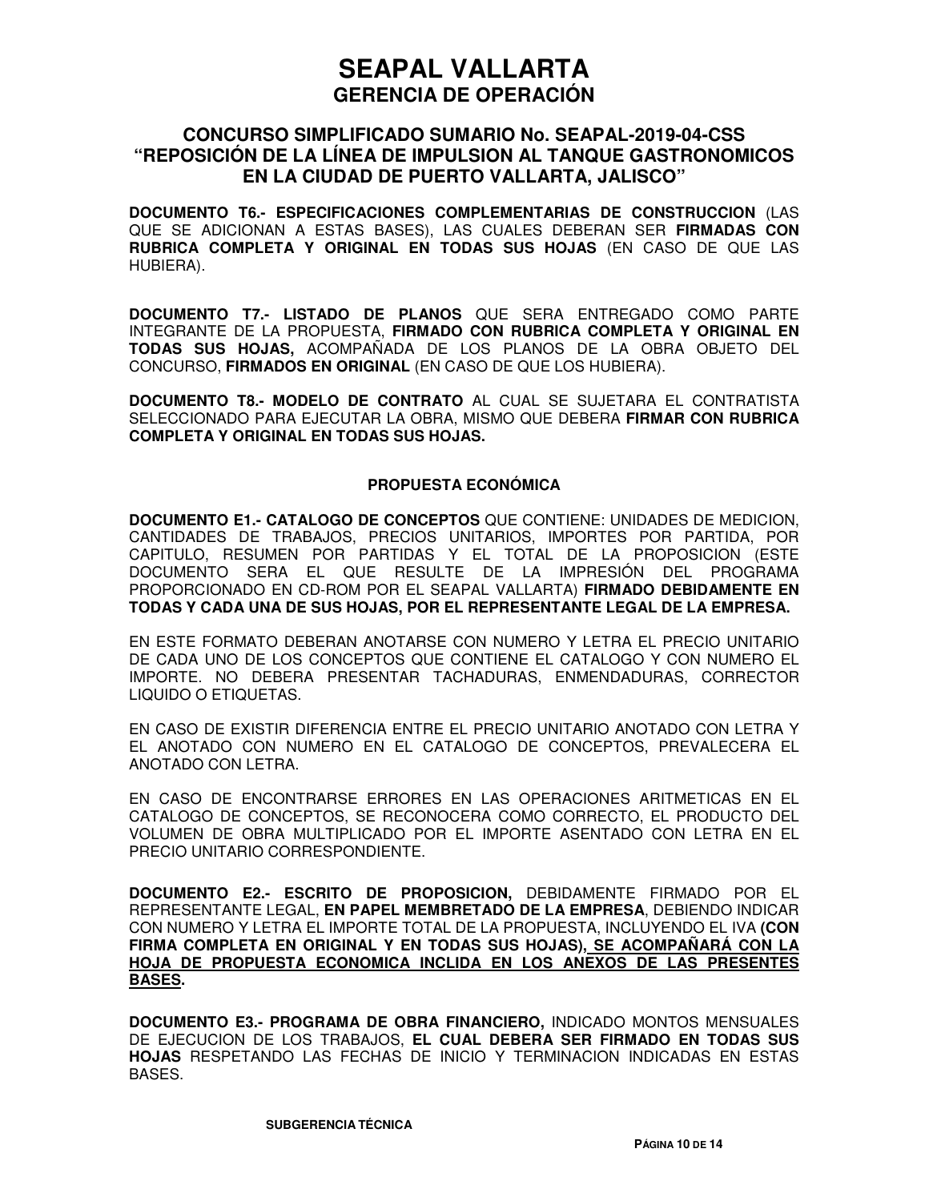# SEAPAL VALLARTA
## GERENCIA DE OPERACIÓN

### CONCURSO SIMPLIFICADO SUMARIO No. SEAPAL-2019-04-CSS “REPOSICIÓN DE LA LÍNEA DE IMPULSION AL TANQUE GASTRONOMICOS EN LA CIUDAD DE PUERTO VALLARTA, JALISCO”

**DOCUMENTO T6.- ESPECIFICACIONES COMPLEMENTARIAS DE CONSTRUCCION** (LAS QUE SE ADICIONAN A ESTAS BASES), LAS CUALES DEBERAN SER **FIRMADAS CON RUBRICA COMPLETA Y ORIGINAL EN TODAS SUS HOJAS** (EN CASO DE QUE LAS HUBIERA).

**DOCUMENTO T7.- LISTADO DE PLANOS** QUE SERA ENTREGADO COMO PARTE INTEGRANTE DE LA PROPUESTA, **FIRMADO CON RUBRICA COMPLETA Y ORIGINAL EN TODAS SUS HOJAS,** ACOMPAÑADA DE LOS PLANOS DE LA OBRA OBJETO DEL CONCURSO, **FIRMADOS EN ORIGINAL** (EN CASO DE QUE LOS HUBIERA).

**DOCUMENTO T8.- MODELO DE CONTRATO** AL CUAL SE SUJETARA EL CONTRATISTA SELECCIONADO PARA EJECUTAR LA OBRA, MISMO QUE DEBERA **FIRMAR CON RUBRICA COMPLETA Y ORIGINAL EN TODAS SUS HOJAS.**

**PROPUESTA ECONÓMICA**

**DOCUMENTO E1.- CATALOGO DE CONCEPTOS** QUE CONTIENE: UNIDADES DE MEDICION, CANTIDADES DE TRABAJOS, PRECIOS UNITARIOS, IMPORTES POR PARTIDA, POR CAPITULO, RESUMEN POR PARTIDAS Y EL TOTAL DE LA PROPOSICION (ESTE DOCUMENTO SERA EL QUE RESULTE DE LA IMPRESIÓN DEL PROGRAMA PROPORCIONADO EN CD-ROM POR EL SEAPAL VALLARTA) **FIRMADO DEBIDAMENTE EN TODAS Y CADA UNA DE SUS HOJAS, POR EL REPRESENTANTE LEGAL DE LA EMPRESA.**

EN ESTE FORMATO DEBERAN ANOTARSE CON NUMERO Y LETRA EL PRECIO UNITARIO DE CADA UNO DE LOS CONCEPTOS QUE CONTIENE EL CATALOGO Y CON NUMERO EL IMPORTE. NO DEBERA PRESENTAR TACHADURAS, ENMENDADURAS, CORRECTOR LIQUIDO O ETIQUETAS.

EN CASO DE EXISTIR DIFERENCIA ENTRE EL PRECIO UNITARIO ANOTADO CON LETRA Y EL ANOTADO CON NUMERO EN EL CATALOGO DE CONCEPTOS, PREVALECERA EL ANOTADO CON LETRA.

EN CASO DE ENCONTRARSE ERRORES EN LAS OPERACIONES ARITMETICAS EN EL CATALOGO DE CONCEPTOS, SE RECONOCERA COMO CORRECTO, EL PRODUCTO DEL VOLUMEN DE OBRA MULTIPLICADO POR EL IMPORTE ASENTADO CON LETRA EN EL PRECIO UNITARIO CORRESPONDIENTE.

**DOCUMENTO E2.- ESCRITO DE PROPOSICION,** DEBIDAMENTE FIRMADO POR EL REPRESENTANTE LEGAL, **EN PAPEL MEMBRETADO DE LA EMPRESA**, DEBIENDO INDICAR CON NUMERO Y LETRA EL IMPORTE TOTAL DE LA PROPUESTA, INCLUYENDO EL IVA **(CON FIRMA COMPLETA EN ORIGINAL Y EN TODAS SUS HOJAS), SE ACOMPAÑARÁ CON LA HOJA DE PROPUESTA ECONOMICA INCLIDA EN LOS ANEXOS DE LAS PRESENTES BASES.**

**DOCUMENTO E3.- PROGRAMA DE OBRA FINANCIERO,** INDICADO MONTOS MENSUALES DE EJECUCION DE LOS TRABAJOS, **EL CUAL DEBERA SER FIRMADO EN TODAS SUS HOJAS** RESPETANDO LAS FECHAS DE INICIO Y TERMINACION INDICADAS EN ESTAS BASES.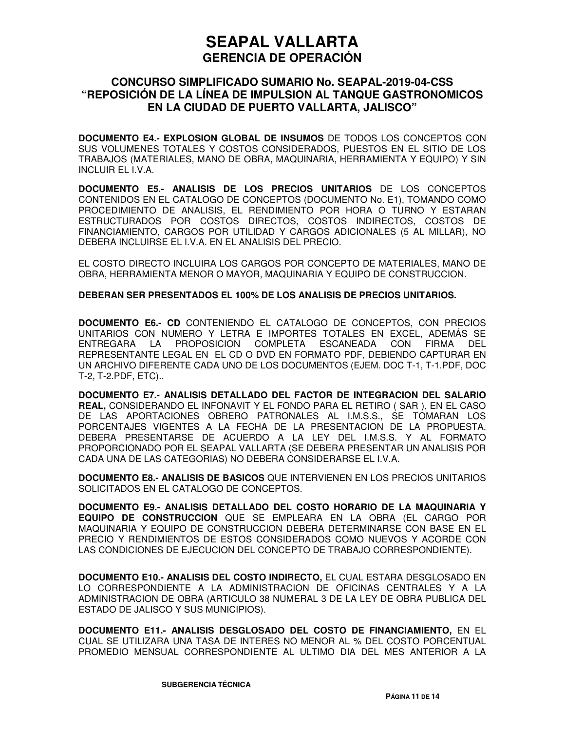# SEAPAL VALLARTA
## GERENCIA DE OPERACIÓN

### CONCURSO SIMPLIFICADO SUMARIO No. SEAPAL-2019-04-CSS "REPOSICIÓN DE LA LÍNEA DE IMPULSION AL TANQUE GASTRONOMICOS EN LA CIUDAD DE PUERTO VALLARTA, JALISCO"

**DOCUMENTO E4.- EXPLOSION GLOBAL DE INSUMOS** DE TODOS LOS CONCEPTOS CON SUS VOLUMENES TOTALES Y COSTOS CONSIDERADOS, PUESTOS EN EL SITIO DE LOS TRABAJOS (MATERIALES, MANO DE OBRA, MAQUINARIA, HERRAMIENTA Y EQUIPO) Y SIN INCLUIR EL I.V.A.

**DOCUMENTO E5.- ANALISIS DE LOS PRECIOS UNITARIOS** DE LOS CONCEPTOS CONTENIDOS EN EL CATALOGO DE CONCEPTOS (DOCUMENTO No. E1), TOMANDO COMO PROCEDIMIENTO DE ANALISIS, EL RENDIMIENTO POR HORA O TURNO Y ESTARAN ESTRUCTURADOS POR COSTOS DIRECTOS, COSTOS INDIRECTOS, COSTOS DE FINANCIAMIENTO, CARGOS POR UTILIDAD Y CARGOS ADICIONALES (5 AL MILLAR), NO DEBERA INCLUIRSE EL I.V.A. EN EL ANALISIS DEL PRECIO.

EL COSTO DIRECTO INCLUIRA LOS CARGOS POR CONCEPTO DE MATERIALES, MANO DE OBRA, HERRAMIENTA MENOR O MAYOR, MAQUINARIA Y EQUIPO DE CONSTRUCCION.

**DEBERAN SER PRESENTADOS EL 100% DE LOS ANALISIS DE PRECIOS UNITARIOS.**

**DOCUMENTO E6.- CD** CONTENIENDO EL CATALOGO DE CONCEPTOS, CON PRECIOS UNITARIOS CON NUMERO Y LETRA E IMPORTES TOTALES EN EXCEL, ADEMÁS SE ENTREGARA LA PROPOSICION COMPLETA ESCANEADA CON FIRMA DEL REPRESENTANTE LEGAL EN EL CD O DVD EN FORMATO PDF, DEBIENDO CAPTURAR EN UN ARCHIVO DIFERENTE CADA UNO DE LOS DOCUMENTOS (EJEM. DOC T-1, T-1.PDF, DOC T-2, T-2.PDF, ETC)..

**DOCUMENTO E7.- ANALISIS DETALLADO DEL FACTOR DE INTEGRACION DEL SALARIO REAL,** CONSIDERANDO EL INFONAVIT Y EL FONDO PARA EL RETIRO ( SAR ), EN EL CASO DE LAS APORTACIONES OBRERO PATRONALES AL I.M.S.S., SE TOMARAN LOS PORCENTAJES VIGENTES A LA FECHA DE LA PRESENTACION DE LA PROPUESTA. DEBERA PRESENTARSE DE ACUERDO A LA LEY DEL I.M.S.S. Y AL FORMATO PROPORCIONADO POR EL SEAPAL VALLARTA (SE DEBERA PRESENTAR UN ANALISIS POR CADA UNA DE LAS CATEGORIAS) NO DEBERA CONSIDERARSE EL I.V.A.

**DOCUMENTO E8.- ANALISIS DE BASICOS** QUE INTERVIENEN EN LOS PRECIOS UNITARIOS SOLICITADOS EN EL CATALOGO DE CONCEPTOS.

**DOCUMENTO E9.- ANALISIS DETALLADO DEL COSTO HORARIO DE LA MAQUINARIA Y EQUIPO DE CONSTRUCCION** QUE SE EMPLEARA EN LA OBRA (EL CARGO POR MAQUINARIA Y EQUIPO DE CONSTRUCCION DEBERA DETERMINARSE CON BASE EN EL PRECIO Y RENDIMIENTOS DE ESTOS CONSIDERADOS COMO NUEVOS Y ACORDE CON LAS CONDICIONES DE EJECUCION DEL CONCEPTO DE TRABAJO CORRESPONDIENTE).

**DOCUMENTO E10.- ANALISIS DEL COSTO INDIRECTO,** EL CUAL ESTARA DESGLOSADO EN LO CORRESPONDIENTE A LA ADMINISTRACION DE OFICINAS CENTRALES Y A LA ADMINISTRACION DE OBRA (ARTICULO 38 NUMERAL 3 DE LA LEY DE OBRA PUBLICA DEL ESTADO DE JALISCO Y SUS MUNICIPIOS).

**DOCUMENTO E11.- ANALISIS DESGLOSADO DEL COSTO DE FINANCIAMIENTO,** EN EL CUAL SE UTILIZARA UNA TASA DE INTERES NO MENOR AL % DEL COSTO PORCENTUAL PROMEDIO MENSUAL CORRESPONDIENTE AL ULTIMO DIA DEL MES ANTERIOR A LA

SUBGERENCIA TÉCNICA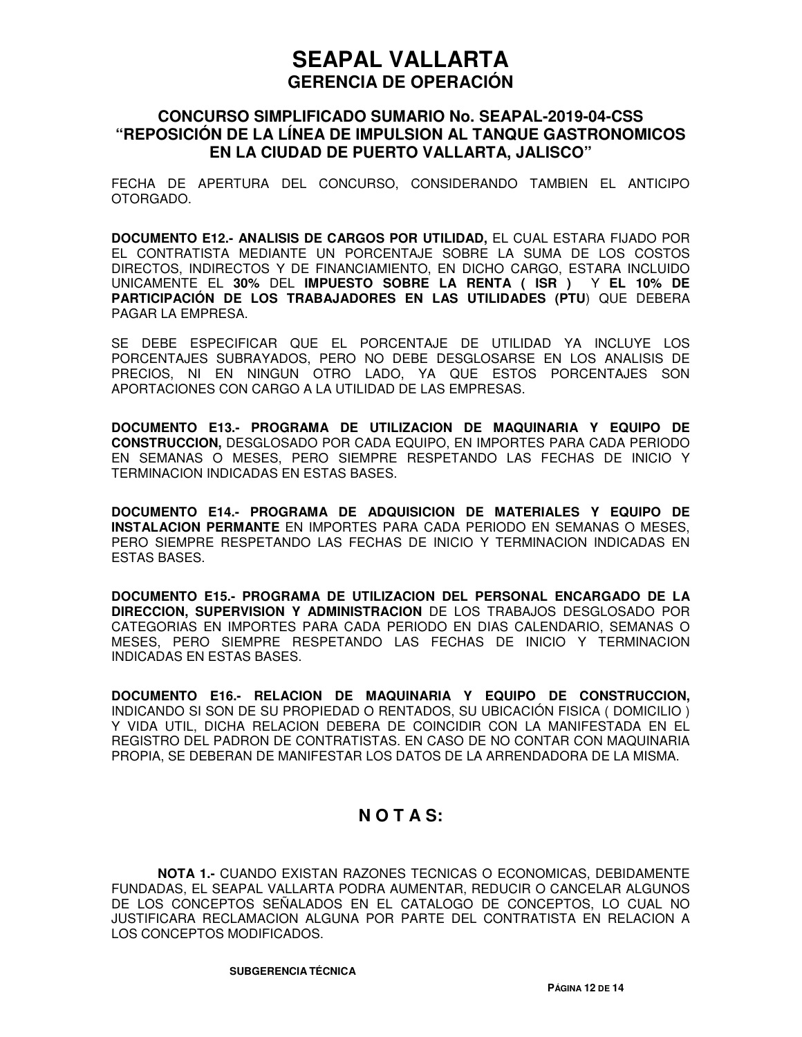FECHA DE APERTURA DEL CONCURSO, CONSIDERANDO TAMBIEN EL ANTICIPO OTORGADO.

**DOCUMENTO E12.- ANALISIS DE CARGOS POR UTILIDAD,** EL CUAL ESTARA FIJADO POR EL CONTRATISTA MEDIANTE UN PORCENTAJE SOBRE LA SUMA DE LOS COSTOS DIRECTOS, INDIRECTOS Y DE FINANCIAMIENTO, EN DICHO CARGO, ESTARA INCLUIDO UNICAMENTE EL **30%** DEL **IMPUESTO SOBRE LA RENTA ( ISR )** Y **EL 10% DE PARTICIPACIÓN DE LOS TRABAJADORES EN LAS UTILIDADES (PTU**) QUE DEBERA PAGAR LA EMPRESA.

SE DEBE ESPECIFICAR QUE EL PORCENTAJE DE UTILIDAD YA INCLUYE LOS PORCENTAJES SUBRAYADOS, PERO NO DEBE DESGLOSARSE EN LOS ANALISIS DE PRECIOS, NI EN NINGUN OTRO LADO, YA QUE ESTOS PORCENTAJES SON APORTACIONES CON CARGO A LA UTILIDAD DE LAS EMPRESAS.

**DOCUMENTO E13.- PROGRAMA DE UTILIZACION DE MAQUINARIA Y EQUIPO DE CONSTRUCCION,** DESGLOSADO POR CADA EQUIPO, EN IMPORTES PARA CADA PERIODO EN SEMANAS O MESES, PERO SIEMPRE RESPETANDO LAS FECHAS DE INICIO Y TERMINACION INDICADAS EN ESTAS BASES.

**DOCUMENTO E14.- PROGRAMA DE ADQUISICION DE MATERIALES Y EQUIPO DE INSTALACION PERMANTE** EN IMPORTES PARA CADA PERIODO EN SEMANAS O MESES, PERO SIEMPRE RESPETANDO LAS FECHAS DE INICIO Y TERMINACION INDICADAS EN ESTAS BASES.

**DOCUMENTO E15.- PROGRAMA DE UTILIZACION DEL PERSONAL ENCARGADO DE LA DIRECCION, SUPERVISION Y ADMINISTRACION** DE LOS TRABAJOS DESGLOSADO POR CATEGORIAS EN IMPORTES PARA CADA PERIODO EN DIAS CALENDARIO, SEMANAS O MESES, PERO SIEMPRE RESPETANDO LAS FECHAS DE INICIO Y TERMINACION INDICADAS EN ESTAS BASES.

**DOCUMENTO E16.- RELACION DE MAQUINARIA Y EQUIPO DE CONSTRUCCION,** INDICANDO SI SON DE SU PROPIEDAD O RENTADOS, SU UBICACIÓN FISICA ( DOMICILIO ) Y VIDA UTIL, DICHA RELACION DEBERA DE COINCIDIR CON LA MANIFESTADA EN EL REGISTRO DEL PADRON DE CONTRATISTAS. EN CASO DE NO CONTAR CON MAQUINARIA PROPIA, SE DEBERAN DE MANIFESTAR LOS DATOS DE LA ARRENDADORA DE LA MISMA.

## N O T A S:

**NOTA 1.-** CUANDO EXISTAN RAZONES TECNICAS O ECONOMICAS, DEBIDAMENTE FUNDADAS, EL SEAPAL VALLARTA PODRA AUMENTAR, REDUCIR O CANCELAR ALGUNOS DE LOS CONCEPTOS SEÑALADOS EN EL CATALOGO DE CONCEPTOS, LO CUAL NO JUSTIFICARA RECLAMACION ALGUNA POR PARTE DEL CONTRATISTA EN RELACION A LOS CONCEPTOS MODIFICADOS.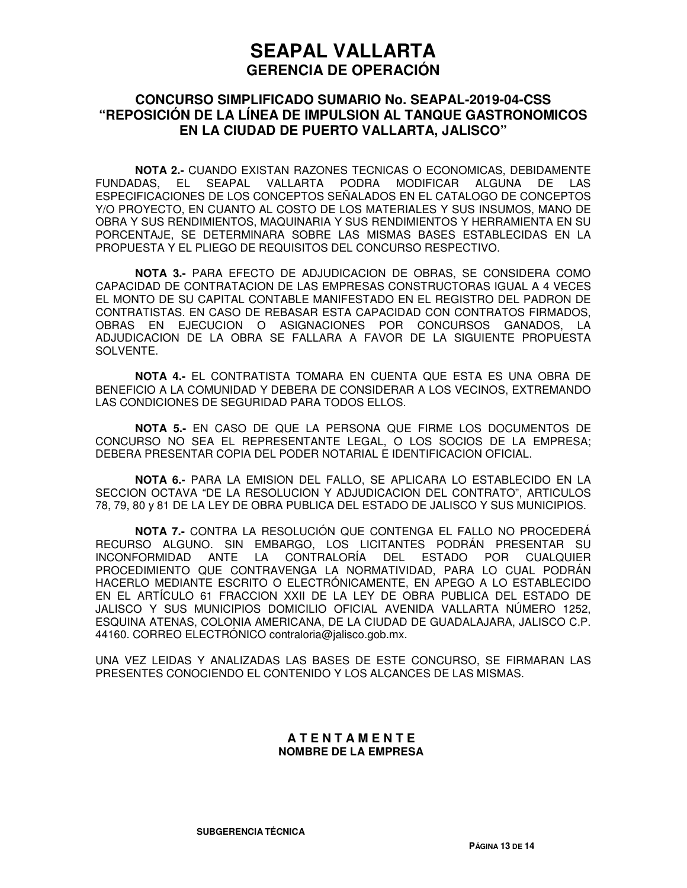# SEAPAL VALLARTA
## GERENCIA DE OPERACIÓN

### CONCURSO SIMPLIFICADO SUMARIO No. SEAPAL-2019-04-CSS "REPOSICIÓN DE LA LÍNEA DE IMPULSION AL TANQUE GASTRONOMICOS EN LA CIUDAD DE PUERTO VALLARTA, JALISCO"

**NOTA 2.-** CUANDO EXISTAN RAZONES TECNICAS O ECONOMICAS, DEBIDAMENTE FUNDADAS, EL SEAPAL VALLARTA PODRA MODIFICAR ALGUNA DE LAS ESPECIFICACIONES DE LOS CONCEPTOS SEÑALADOS EN EL CATALOGO DE CONCEPTOS Y/O PROYECTO, EN CUANTO AL COSTO DE LOS MATERIALES Y SUS INSUMOS, MANO DE OBRA Y SUS RENDIMIENTOS, MAQUINARIA Y SUS RENDIMIENTOS Y HERRAMIENTA EN SU PORCENTAJE, SE DETERMINARA SOBRE LAS MISMAS BASES ESTABLECIDAS EN LA PROPUESTA Y EL PLIEGO DE REQUISITOS DEL CONCURSO RESPECTIVO.

**NOTA 3.-** PARA EFECTO DE ADJUDICACION DE OBRAS, SE CONSIDERA COMO CAPACIDAD DE CONTRATACION DE LAS EMPRESAS CONSTRUCTORAS IGUAL A 4 VECES EL MONTO DE SU CAPITAL CONTABLE MANIFESTADO EN EL REGISTRO DEL PADRON DE CONTRATISTAS. EN CASO DE REBASAR ESTA CAPACIDAD CON CONTRATOS FIRMADOS, OBRAS EN EJECUCION O ASIGNACIONES POR CONCURSOS GANADOS, LA ADJUDICACION DE LA OBRA SE FALLARA A FAVOR DE LA SIGUIENTE PROPUESTA SOLVENTE.

**NOTA 4.-** EL CONTRATISTA TOMARA EN CUENTA QUE ESTA ES UNA OBRA DE BENEFICIO A LA COMUNIDAD Y DEBERA DE CONSIDERAR A LOS VECINOS, EXTREMANDO LAS CONDICIONES DE SEGURIDAD PARA TODOS ELLOS.

**NOTA 5.-** EN CASO DE QUE LA PERSONA QUE FIRME LOS DOCUMENTOS DE CONCURSO NO SEA EL REPRESENTANTE LEGAL, O LOS SOCIOS DE LA EMPRESA; DEBERA PRESENTAR COPIA DEL PODER NOTARIAL E IDENTIFICACION OFICIAL.

**NOTA 6.-** PARA LA EMISION DEL FALLO, SE APLICARA LO ESTABLECIDO EN LA SECCION OCTAVA "DE LA RESOLUCION Y ADJUDICACION DEL CONTRATO", ARTICULOS 78, 79, 80 y 81 DE LA LEY DE OBRA PUBLICA DEL ESTADO DE JALISCO Y SUS MUNICIPIOS.

**NOTA 7.-** CONTRA LA RESOLUCIÓN QUE CONTENGA EL FALLO NO PROCEDERÁ RECURSO ALGUNO. SIN EMBARGO, LOS LICITANTES PODRÁN PRESENTAR SU INCONFORMIDAD ANTE LA CONTRALORÍA DEL ESTADO POR CUALQUIER PROCEDIMIENTO QUE CONTRAVENGA LA NORMATIVIDAD, PARA LO CUAL PODRÁN HACERLO MEDIANTE ESCRITO O ELECTRÓNICAMENTE, EN APEGO A LO ESTABLECIDO EN EL ARTÍCULO 61 FRACCION XXII DE LA LEY DE OBRA PUBLICA DEL ESTADO DE JALISCO Y SUS MUNICIPIOS DOMICILIO OFICIAL AVENIDA VALLARTA NÚMERO 1252, ESQUINA ATENAS, COLONIA AMERICANA, DE LA CIUDAD DE GUADALAJARA, JALISCO C.P. 44160. CORREO ELECTRÓNICO contraloria@jalisco.gob.mx.

UNA VEZ LEIDAS Y ANALIZADAS LAS BASES DE ESTE CONCURSO, SE FIRMARAN LAS PRESENTES CONOCIENDO EL CONTENIDO Y LOS ALCANCES DE LAS MISMAS.

**A T E N T A M E N T E**
**NOMBRE DE LA EMPRESA**

**SUBGERENCIA TÉCNICA**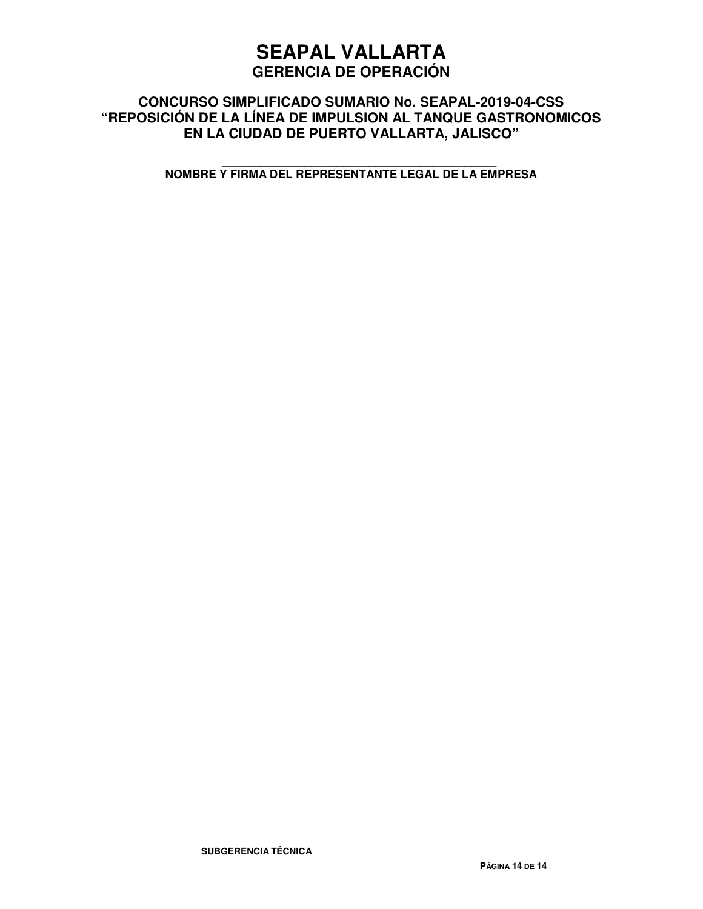# SEAPAL VALLARTA

## GERENCIA DE OPERACIÓN

### CONCURSO SIMPLIFICADO SUMARIO No. SEAPAL-2019-04-CSS “REPOSICIÓN DE LA LÍNEA DE IMPULSION AL TANQUE GASTRONOMICOS EN LA CIUDAD DE PUERTO VALLARTA, JALISCO”

\_\_\_\_\_\_\_\_\_\_\_\_\_\_\_\_\_\_\_\_\_\_\_\_\_\_\_\_\_\_\_\_\_\_\_\_\_\_\_\_\_\_\_\_

**NOMBRE Y FIRMA DEL REPRESENTANTE LEGAL DE LA EMPRESA**